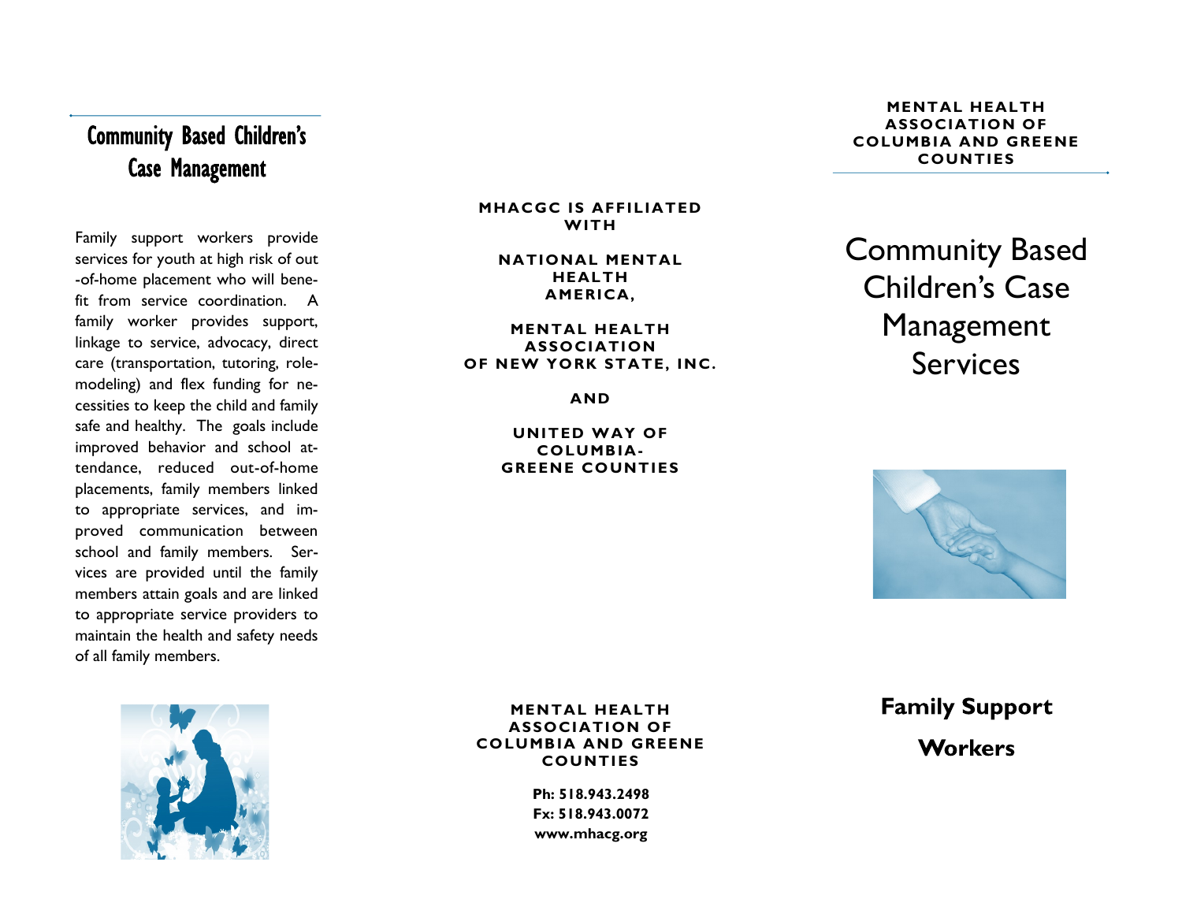## Community Based Children's Case Management

Family support workers provide services for youth at high risk of out-of-home placement who will benefit from service coordination. A family worker provides support, linkage to service, advocacy, direct care (transportation, tutoring, role-modeling) and flex funding for necessities to keep the child and family safe and healthy. The goals include improved behavior and school attendance, reduced out-of-home placements, family members linked to appropriate services, and improved communication between school and family members. Services are provided until the family members attain goals and are linked to appropriate service providers to maintain the health and safety needs of all family members.

**MHACGC IS AFFILIATED WITH**

**NATIONAL MENTAL HEALTH AMERICA,**

**MENTAL HEALTH ASSOCIATION OF NEW YORK STATE, INC.**

**AND**

**UNITED WAY OF COLUMBIA-GREENE COUNTIES**

**MENTAL HEALTH ASSOCIATION OF COLUMBIA AND GREENE COUNTIES**

**Ph: 518.943.2498**
**Fx: 518.943.0072**
**www.mhacg.org**

**MENTAL HEALTH ASSOCIATION OF COLUMBIA AND GREENE COUNTIES**

# Community Based Children's Case Management Services

**Family Support Workers**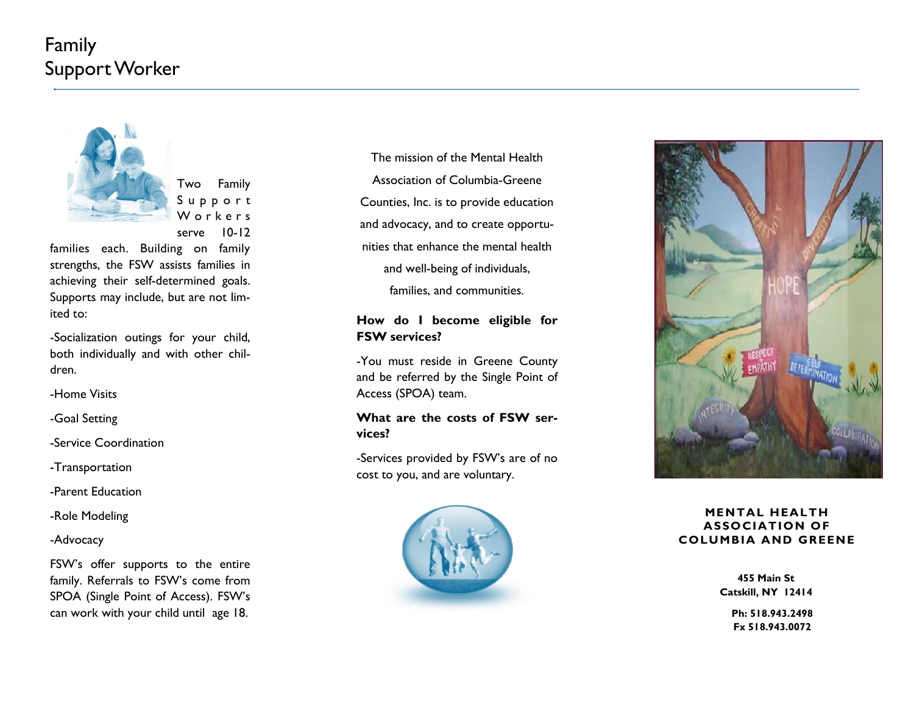# Family Support Worker

Two Family Support Workers serve 10-12 families each. Building on family strengths, the FSW assists families in achieving their self-determined goals. Supports may include, but are not limited to:

-Socialization outings for your child, both individually and with other children.

-Home Visits

-Goal Setting

-Service Coordination

-Transportation

-Parent Education

-Role Modeling

-Advocacy

FSW's offer supports to the entire family. Referrals to FSW's come from SPOA (Single Point of Access). FSW's can work with your child until age 18.

The mission of the Mental Health Association of Columbia-Greene Counties, Inc. is to provide education and advocacy, and to create opportunities that enhance the mental health and well-being of individuals, families, and communities.

**How do I become eligible for FSW services?**

-You must reside in Greene County and be referred by the Single Point of Access (SPOA) team.

**What are the costs of FSW services?**

-Services provided by FSW's are of no cost to you, and are voluntary.

**MENTAL HEALTH ASSOCIATION OF COLUMBIA AND GREENE**

**455 Main St**
**Catskill, NY 12414**

**Ph: 518.943.2498**
**Fx 518.943.0072**